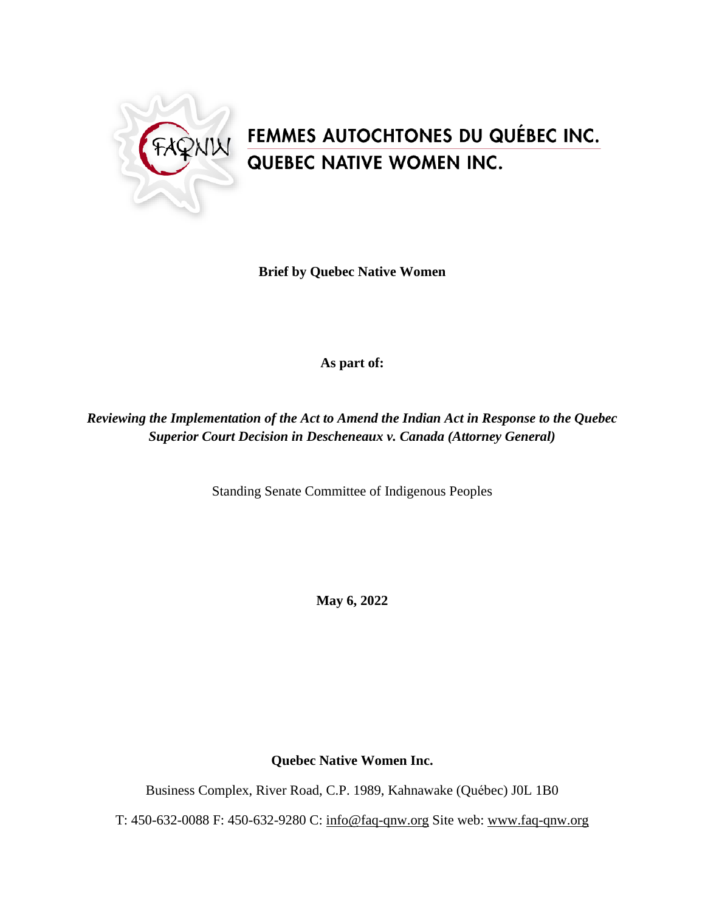FEMMES AUTOCHTONES DU QUÉBEC INC.

QUEBEC NATIVE WOMEN INC.

**Brief by Quebec Native Women**

**As part of:**

***Reviewing the Implementation of the Act to Amend the Indian Act in Response to the Quebec Superior Court Decision in Descheneaux v. Canada (Attorney General)***

Standing Senate Committee of Indigenous Peoples

**May 6, 2022**

**Quebec Native Women Inc.**

Business Complex, River Road, C.P. 1989, Kahnawake (Québec) J0L 1B0

T: 450-632-0088 F: 450-632-9280 C: info@faq-qnw.org Site web: www.faq-qnw.org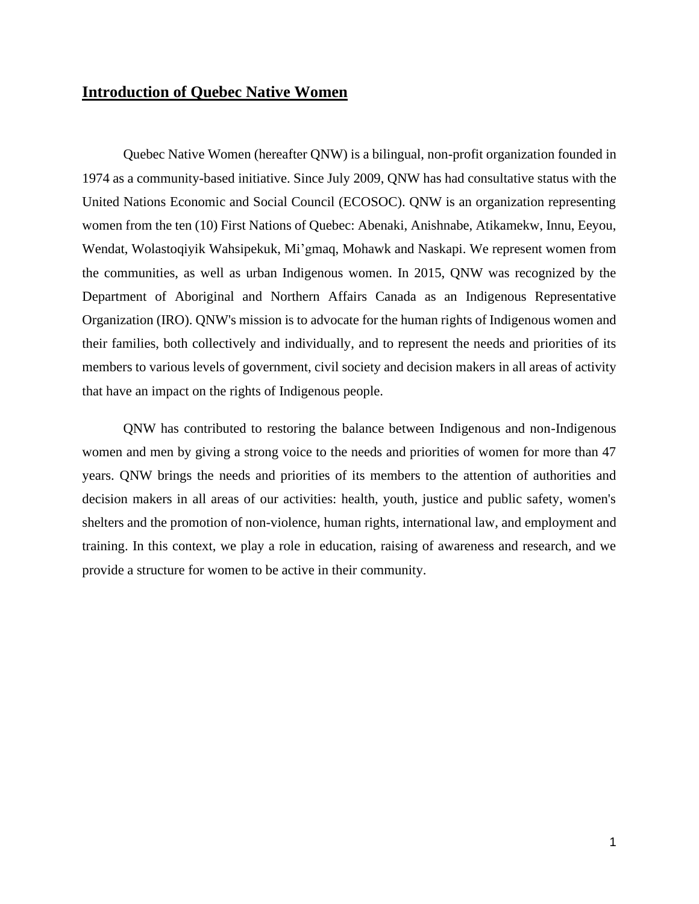## **Introduction of Quebec Native Women**

Quebec Native Women (hereafter QNW) is a bilingual, non-profit organization founded in 1974 as a community-based initiative. Since July 2009, QNW has had consultative status with the United Nations Economic and Social Council (ECOSOC). QNW is an organization representing women from the ten (10) First Nations of Quebec: Abenaki, Anishnabe, Atikamekw, Innu, Eeyou, Wendat, Wolastoqiyik Wahsipekuk, Mi'gmaq, Mohawk and Naskapi. We represent women from the communities, as well as urban Indigenous women. In 2015, QNW was recognized by the Department of Aboriginal and Northern Affairs Canada as an Indigenous Representative Organization (IRO). QNW's mission is to advocate for the human rights of Indigenous women and their families, both collectively and individually, and to represent the needs and priorities of its members to various levels of government, civil society and decision makers in all areas of activity that have an impact on the rights of Indigenous people.

QNW has contributed to restoring the balance between Indigenous and non-Indigenous women and men by giving a strong voice to the needs and priorities of women for more than 47 years. QNW brings the needs and priorities of its members to the attention of authorities and decision makers in all areas of our activities: health, youth, justice and public safety, women's shelters and the promotion of non-violence, human rights, international law, and employment and training. In this context, we play a role in education, raising of awareness and research, and we provide a structure for women to be active in their community.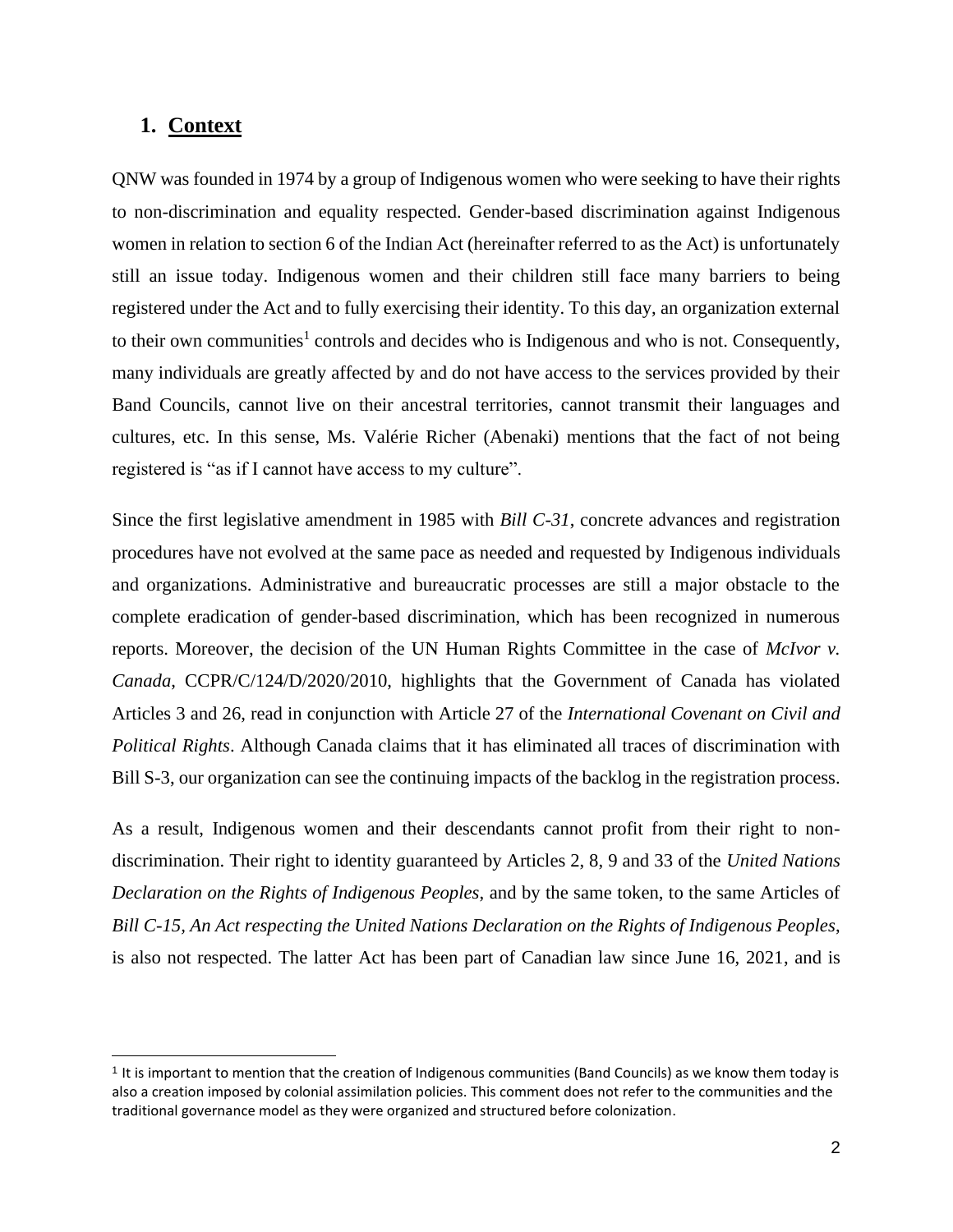## 1. Context

QNW was founded in 1974 by a group of Indigenous women who were seeking to have their rights to non-discrimination and equality respected. Gender-based discrimination against Indigenous women in relation to section 6 of the Indian Act (hereinafter referred to as the Act) is unfortunately still an issue today. Indigenous women and their children still face many barriers to being registered under the Act and to fully exercising their identity. To this day, an organization external to their own communities[1] controls and decides who is Indigenous and who is not. Consequently, many individuals are greatly affected by and do not have access to the services provided by their Band Councils, cannot live on their ancestral territories, cannot transmit their languages and cultures, etc. In this sense, Ms. Valérie Richer (Abenaki) mentions that the fact of not being registered is "as if I cannot have access to my culture".

Since the first legislative amendment in 1985 with *Bill C-31*, concrete advances and registration procedures have not evolved at the same pace as needed and requested by Indigenous individuals and organizations. Administrative and bureaucratic processes are still a major obstacle to the complete eradication of gender-based discrimination, which has been recognized in numerous reports. Moreover, the decision of the UN Human Rights Committee in the case of *McIvor v. Canada*, CCPR/C/124/D/2020/2010, highlights that the Government of Canada has violated Articles 3 and 26, read in conjunction with Article 27 of the *International Covenant on Civil and Political Rights*. Although Canada claims that it has eliminated all traces of discrimination with Bill S-3, our organization can see the continuing impacts of the backlog in the registration process.

As a result, Indigenous women and their descendants cannot profit from their right to non-discrimination. Their right to identity guaranteed by Articles 2, 8, 9 and 33 of the *United Nations Declaration on the Rights of Indigenous Peoples*, and by the same token, to the same Articles of *Bill C-15, An Act respecting the United Nations Declaration on the Rights of Indigenous Peoples*, is also not respected. The latter Act has been part of Canadian law since June 16, 2021, and is

[1] It is important to mention that the creation of Indigenous communities (Band Councils) as we know them today is also a creation imposed by colonial assimilation policies. This comment does not refer to the communities and the traditional governance model as they were organized and structured before colonization.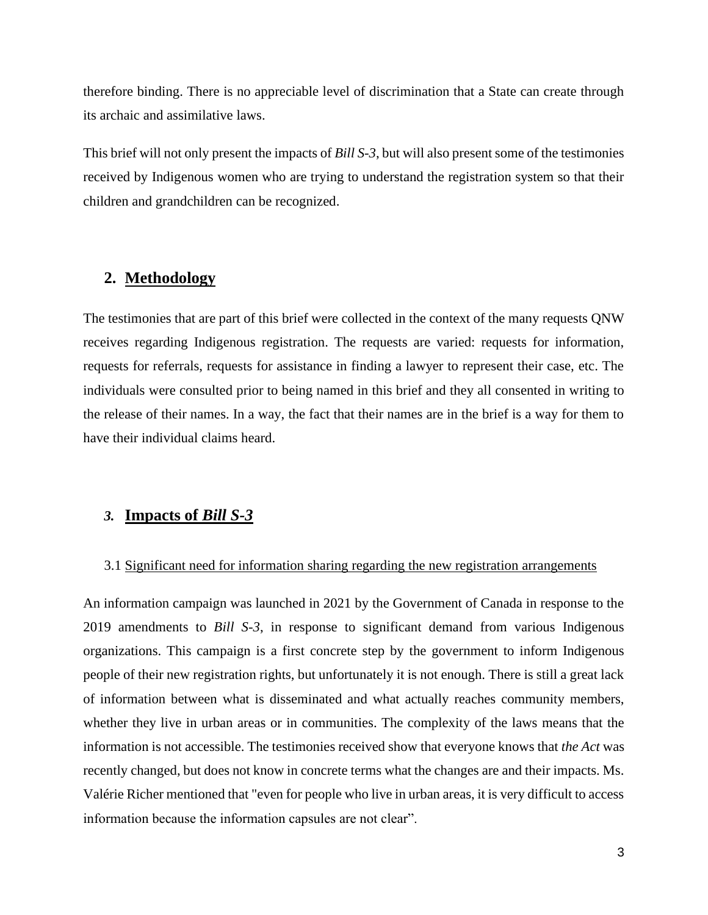therefore binding. There is no appreciable level of discrimination that a State can create through its archaic and assimilative laws.

This brief will not only present the impacts of *Bill S-3*, but will also present some of the testimonies received by Indigenous women who are trying to understand the registration system so that their children and grandchildren can be recognized.

## 2. Methodology

The testimonies that are part of this brief were collected in the context of the many requests QNW receives regarding Indigenous registration. The requests are varied: requests for information, requests for referrals, requests for assistance in finding a lawyer to represent their case, etc. The individuals were consulted prior to being named in this brief and they all consented in writing to the release of their names. In a way, the fact that their names are in the brief is a way for them to have their individual claims heard.

## *3.* Impacts of *Bill S-3*

### 3.1 Significant need for information sharing regarding the new registration arrangements

An information campaign was launched in 2021 by the Government of Canada in response to the 2019 amendments to *Bill S-3*, in response to significant demand from various Indigenous organizations. This campaign is a first concrete step by the government to inform Indigenous people of their new registration rights, but unfortunately it is not enough. There is still a great lack of information between what is disseminated and what actually reaches community members, whether they live in urban areas or in communities. The complexity of the laws means that the information is not accessible. The testimonies received show that everyone knows that *the Act* was recently changed, but does not know in concrete terms what the changes are and their impacts. Ms. Valérie Richer mentioned that "even for people who live in urban areas, it is very difficult to access information because the information capsules are not clear".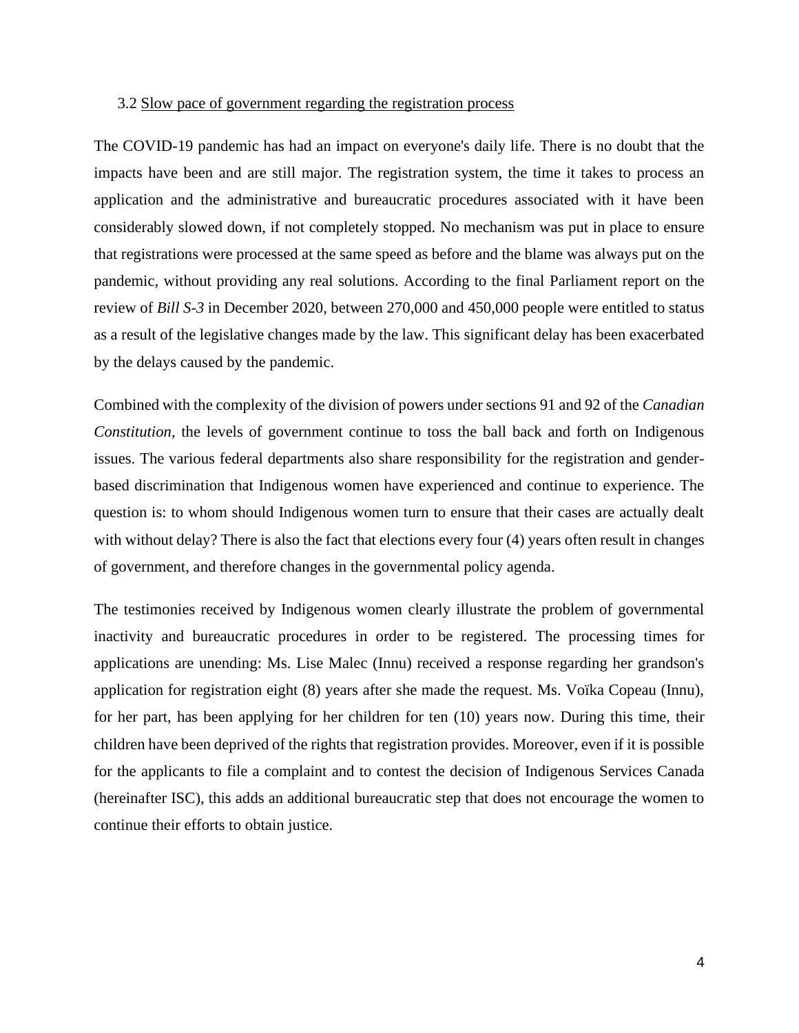### 3.2 Slow pace of government regarding the registration process

The COVID-19 pandemic has had an impact on everyone's daily life. There is no doubt that the impacts have been and are still major. The registration system, the time it takes to process an application and the administrative and bureaucratic procedures associated with it have been considerably slowed down, if not completely stopped. No mechanism was put in place to ensure that registrations were processed at the same speed as before and the blame was always put on the pandemic, without providing any real solutions. According to the final Parliament report on the review of *Bill S-3* in December 2020, between 270,000 and 450,000 people were entitled to status as a result of the legislative changes made by the law. This significant delay has been exacerbated by the delays caused by the pandemic.

Combined with the complexity of the division of powers under sections 91 and 92 of the *Canadian Constitution*, the levels of government continue to toss the ball back and forth on Indigenous issues. The various federal departments also share responsibility for the registration and gender-based discrimination that Indigenous women have experienced and continue to experience. The question is: to whom should Indigenous women turn to ensure that their cases are actually dealt with without delay? There is also the fact that elections every four (4) years often result in changes of government, and therefore changes in the governmental policy agenda.

The testimonies received by Indigenous women clearly illustrate the problem of governmental inactivity and bureaucratic procedures in order to be registered. The processing times for applications are unending: Ms. Lise Malec (Innu) received a response regarding her grandson's application for registration eight (8) years after she made the request. Ms. Voïka Copeau (Innu), for her part, has been applying for her children for ten (10) years now. During this time, their children have been deprived of the rights that registration provides. Moreover, even if it is possible for the applicants to file a complaint and to contest the decision of Indigenous Services Canada (hereinafter ISC), this adds an additional bureaucratic step that does not encourage the women to continue their efforts to obtain justice.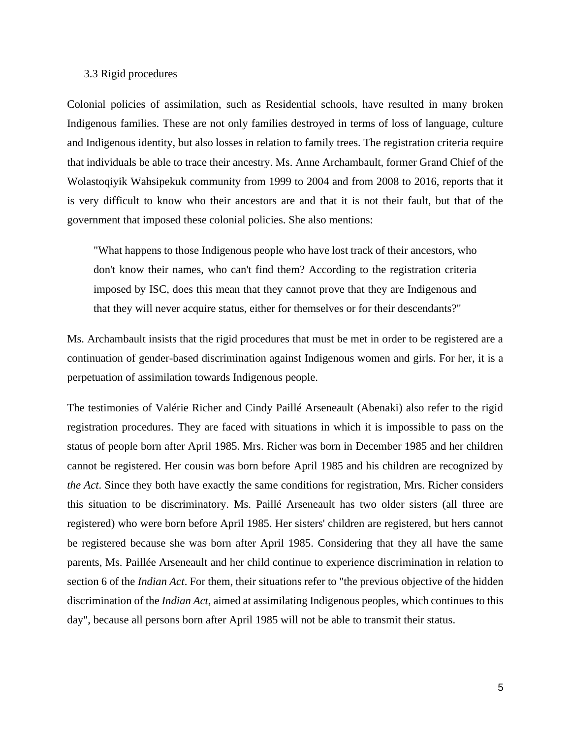### 3.3 Rigid procedures

Colonial policies of assimilation, such as Residential schools, have resulted in many broken Indigenous families. These are not only families destroyed in terms of loss of language, culture and Indigenous identity, but also losses in relation to family trees. The registration criteria require that individuals be able to trace their ancestry. Ms. Anne Archambault, former Grand Chief of the Wolastoqiyik Wahsipekuk community from 1999 to 2004 and from 2008 to 2016, reports that it is very difficult to know who their ancestors are and that it is not their fault, but that of the government that imposed these colonial policies. She also mentions:

> "What happens to those Indigenous people who have lost track of their ancestors, who don't know their names, who can't find them? According to the registration criteria imposed by ISC, does this mean that they cannot prove that they are Indigenous and that they will never acquire status, either for themselves or for their descendants?"

Ms. Archambault insists that the rigid procedures that must be met in order to be registered are a continuation of gender-based discrimination against Indigenous women and girls. For her, it is a perpetuation of assimilation towards Indigenous people.

The testimonies of Valérie Richer and Cindy Paillé Arseneault (Abenaki) also refer to the rigid registration procedures. They are faced with situations in which it is impossible to pass on the status of people born after April 1985. Mrs. Richer was born in December 1985 and her children cannot be registered. Her cousin was born before April 1985 and his children are recognized by *the Act*. Since they both have exactly the same conditions for registration, Mrs. Richer considers this situation to be discriminatory. Ms. Paillé Arseneault has two older sisters (all three are registered) who were born before April 1985. Her sisters' children are registered, but hers cannot be registered because she was born after April 1985. Considering that they all have the same parents, Ms. Paillée Arseneault and her child continue to experience discrimination in relation to section 6 of the *Indian Act*. For them, their situations refer to "the previous objective of the hidden discrimination of the *Indian Act*, aimed at assimilating Indigenous peoples, which continues to this day", because all persons born after April 1985 will not be able to transmit their status.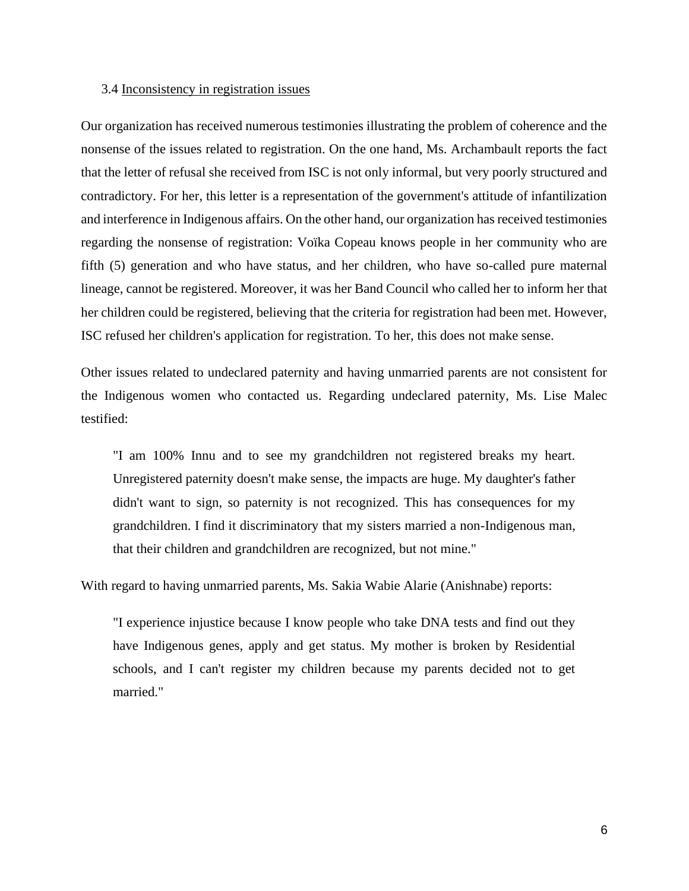### 3.4 Inconsistency in registration issues

Our organization has received numerous testimonies illustrating the problem of coherence and the nonsense of the issues related to registration. On the one hand, Ms. Archambault reports the fact that the letter of refusal she received from ISC is not only informal, but very poorly structured and contradictory. For her, this letter is a representation of the government's attitude of infantilization and interference in Indigenous affairs. On the other hand, our organization has received testimonies regarding the nonsense of registration: Voïka Copeau knows people in her community who are fifth (5) generation and who have status, and her children, who have so-called pure maternal lineage, cannot be registered. Moreover, it was her Band Council who called her to inform her that her children could be registered, believing that the criteria for registration had been met. However, ISC refused her children's application for registration. To her, this does not make sense.

Other issues related to undeclared paternity and having unmarried parents are not consistent for the Indigenous women who contacted us. Regarding undeclared paternity, Ms. Lise Malec testified:

> "I am 100% Innu and to see my grandchildren not registered breaks my heart. Unregistered paternity doesn't make sense, the impacts are huge. My daughter's father didn't want to sign, so paternity is not recognized. This has consequences for my grandchildren. I find it discriminatory that my sisters married a non-Indigenous man, that their children and grandchildren are recognized, but not mine."

With regard to having unmarried parents, Ms. Sakia Wabie Alarie (Anishnabe) reports:

> "I experience injustice because I know people who take DNA tests and find out they have Indigenous genes, apply and get status. My mother is broken by Residential schools, and I can't register my children because my parents decided not to get married."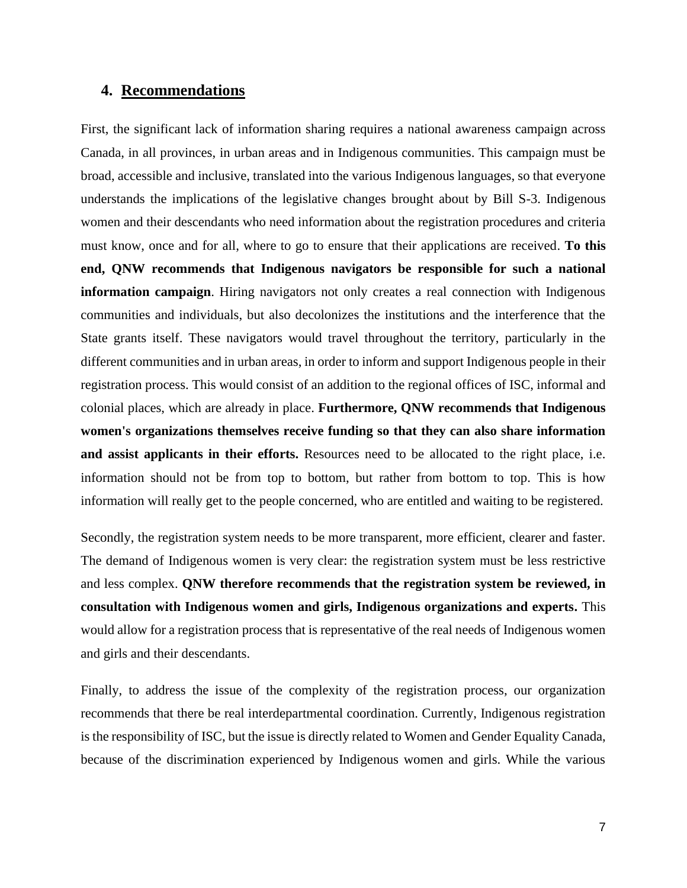## 4. Recommendations

First, the significant lack of information sharing requires a national awareness campaign across Canada, in all provinces, in urban areas and in Indigenous communities. This campaign must be broad, accessible and inclusive, translated into the various Indigenous languages, so that everyone understands the implications of the legislative changes brought about by Bill S-3. Indigenous women and their descendants who need information about the registration procedures and criteria must know, once and for all, where to go to ensure that their applications are received. **To this end, QNW recommends that Indigenous navigators be responsible for such a national information campaign**. Hiring navigators not only creates a real connection with Indigenous communities and individuals, but also decolonizes the institutions and the interference that the State grants itself. These navigators would travel throughout the territory, particularly in the different communities and in urban areas, in order to inform and support Indigenous people in their registration process. This would consist of an addition to the regional offices of ISC, informal and colonial places, which are already in place. **Furthermore, QNW recommends that Indigenous women's organizations themselves receive funding so that they can also share information and assist applicants in their efforts.** Resources need to be allocated to the right place, i.e. information should not be from top to bottom, but rather from bottom to top. This is how information will really get to the people concerned, who are entitled and waiting to be registered.

Secondly, the registration system needs to be more transparent, more efficient, clearer and faster. The demand of Indigenous women is very clear: the registration system must be less restrictive and less complex. **QNW therefore recommends that the registration system be reviewed, in consultation with Indigenous women and girls, Indigenous organizations and experts.** This would allow for a registration process that is representative of the real needs of Indigenous women and girls and their descendants.

Finally, to address the issue of the complexity of the registration process, our organization recommends that there be real interdepartmental coordination. Currently, Indigenous registration is the responsibility of ISC, but the issue is directly related to Women and Gender Equality Canada, because of the discrimination experienced by Indigenous women and girls. While the various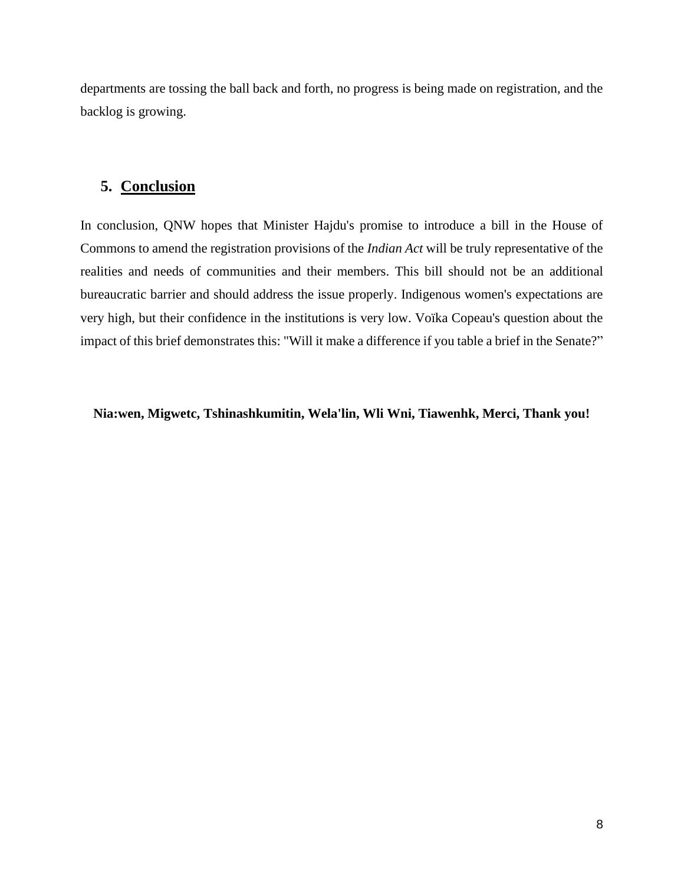departments are tossing the ball back and forth, no progress is being made on registration, and the backlog is growing.

## 5. Conclusion

In conclusion, QNW hopes that Minister Hajdu's promise to introduce a bill in the House of Commons to amend the registration provisions of the *Indian Act* will be truly representative of the realities and needs of communities and their members. This bill should not be an additional bureaucratic barrier and should address the issue properly. Indigenous women's expectations are very high, but their confidence in the institutions is very low. Voïka Copeau's question about the impact of this brief demonstrates this: "Will it make a difference if you table a brief in the Senate?”

**Nia:wen, Migwetc, Tshinashkumitin, Wela'lin, Wli Wni, Tiawenhk, Merci, Thank you!**